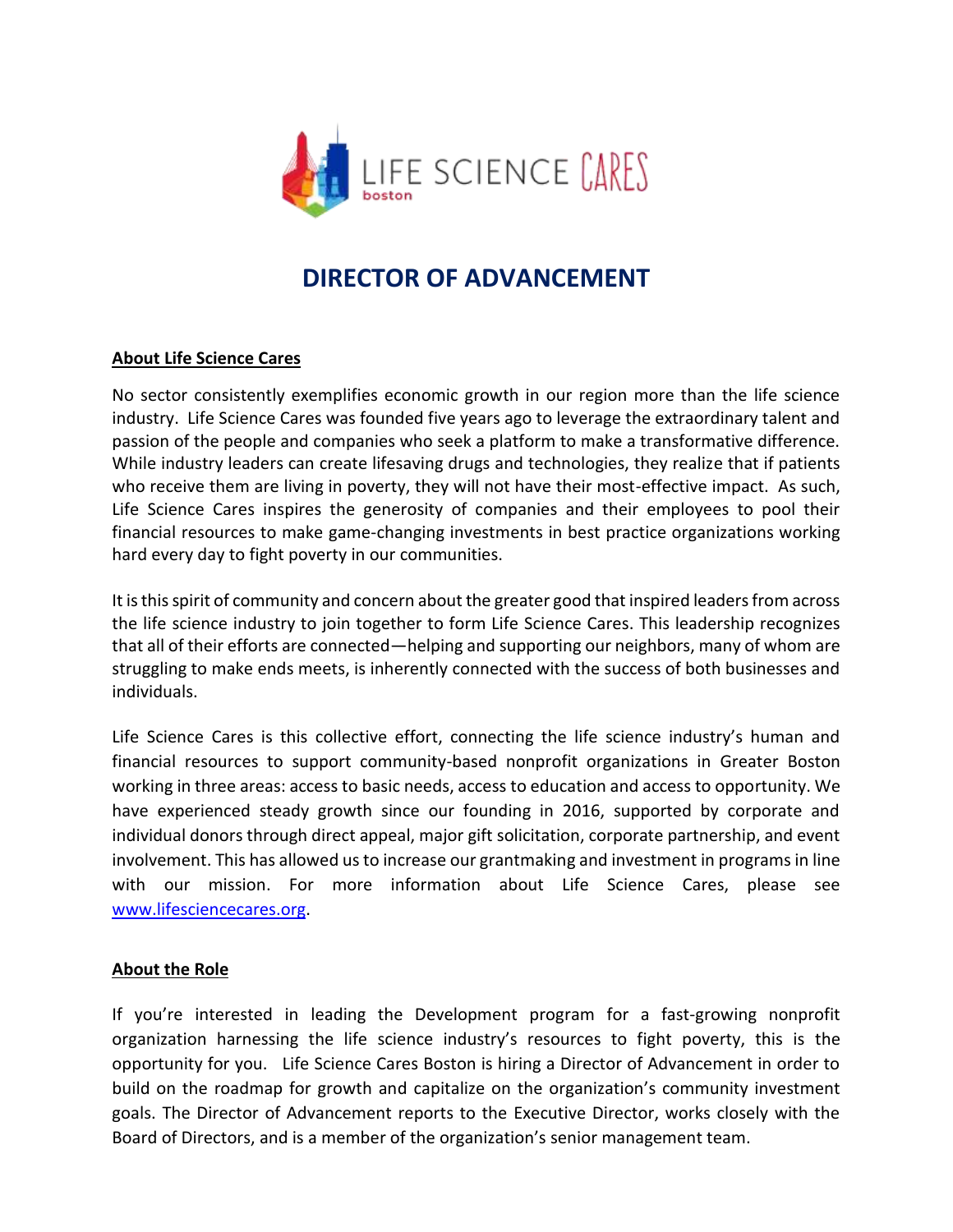# DIRECTOR OF ADVANCEMENT

**About Life Science Cares**

No sector consistently exemplifies economic growth in our region more than the life science industry. Life Science Cares was founded five years ago to leverage the extraordinary talent and passion of the people and companies who seek a platform to make a transformative difference. While industry leaders can create lifesaving drugs and technologies, they realize that if patients who receive them are living in poverty, they will not have their most-effective impact. As such, Life Science Cares inspires the generosity of companies and their employees to pool their financial resources to make game-changing investments in best practice organizations working hard every day to fight poverty in our communities.

It is this spirit of community and concern about the greater good that inspired leaders from across the life science industry to join together to form Life Science Cares. This leadership recognizes that all of their efforts are connected—helping and supporting our neighbors, many of whom are struggling to make ends meets, is inherently connected with the success of both businesses and individuals.

Life Science Cares is this collective effort, connecting the life science industry's human and financial resources to support community-based nonprofit organizations in Greater Boston working in three areas: access to basic needs, access to education and access to opportunity. We have experienced steady growth since our founding in 2016, supported by corporate and individual donors through direct appeal, major gift solicitation, corporate partnership, and event involvement. This has allowed us to increase our grantmaking and investment in programs in line with our mission. For more information about Life Science Cares, please see www.lifesciencecares.org.

**About the Role**

If you're interested in leading the Development program for a fast-growing nonprofit organization harnessing the life science industry's resources to fight poverty, this is the opportunity for you. Life Science Cares Boston is hiring a Director of Advancement in order to build on the roadmap for growth and capitalize on the organization's community investment goals. The Director of Advancement reports to the Executive Director, works closely with the Board of Directors, and is a member of the organization's senior management team.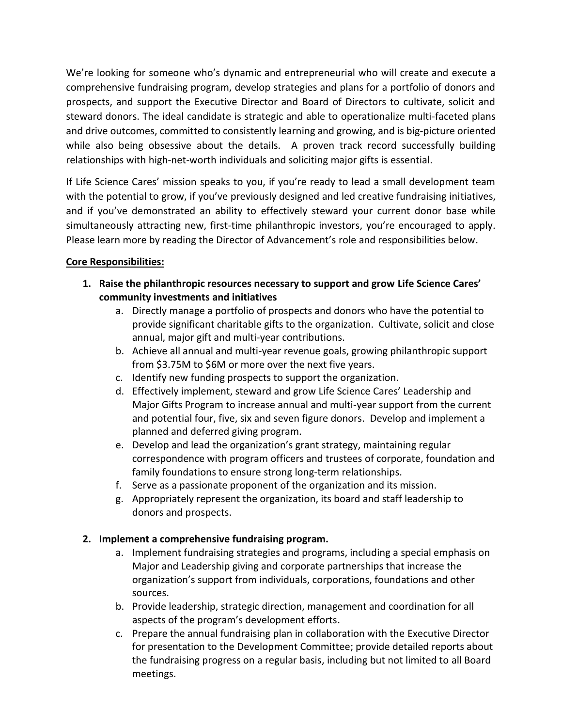We're looking for someone who's dynamic and entrepreneurial who will create and execute a comprehensive fundraising program, develop strategies and plans for a portfolio of donors and prospects, and support the Executive Director and Board of Directors to cultivate, solicit and steward donors. The ideal candidate is strategic and able to operationalize multi-faceted plans and drive outcomes, committed to consistently learning and growing, and is big-picture oriented while also being obsessive about the details. A proven track record successfully building relationships with high-net-worth individuals and soliciting major gifts is essential.

If Life Science Cares' mission speaks to you, if you're ready to lead a small development team with the potential to grow, if you've previously designed and led creative fundraising initiatives, and if you've demonstrated an ability to effectively steward your current donor base while simultaneously attracting new, first-time philanthropic investors, you're encouraged to apply. Please learn more by reading the Director of Advancement's role and responsibilities below.

**Core Responsibilities:**

1. **Raise the philanthropic resources necessary to support and grow Life Science Cares' community investments and initiatives**
   a. Directly manage a portfolio of prospects and donors who have the potential to provide significant charitable gifts to the organization. Cultivate, solicit and close annual, major gift and multi-year contributions.
   b. Achieve all annual and multi-year revenue goals, growing philanthropic support from $3.75M to $6M or more over the next five years.
   c. Identify new funding prospects to support the organization.
   d. Effectively implement, steward and grow Life Science Cares' Leadership and Major Gifts Program to increase annual and multi-year support from the current and potential four, five, six and seven figure donors. Develop and implement a planned and deferred giving program.
   e. Develop and lead the organization's grant strategy, maintaining regular correspondence with program officers and trustees of corporate, foundation and family foundations to ensure strong long-term relationships.
   f. Serve as a passionate proponent of the organization and its mission.
   g. Appropriately represent the organization, its board and staff leadership to donors and prospects.

2. **Implement a comprehensive fundraising program.**
   a. Implement fundraising strategies and programs, including a special emphasis on Major and Leadership giving and corporate partnerships that increase the organization's support from individuals, corporations, foundations and other sources.
   b. Provide leadership, strategic direction, management and coordination for all aspects of the program's development efforts.
   c. Prepare the annual fundraising plan in collaboration with the Executive Director for presentation to the Development Committee; provide detailed reports about the fundraising progress on a regular basis, including but not limited to all Board meetings.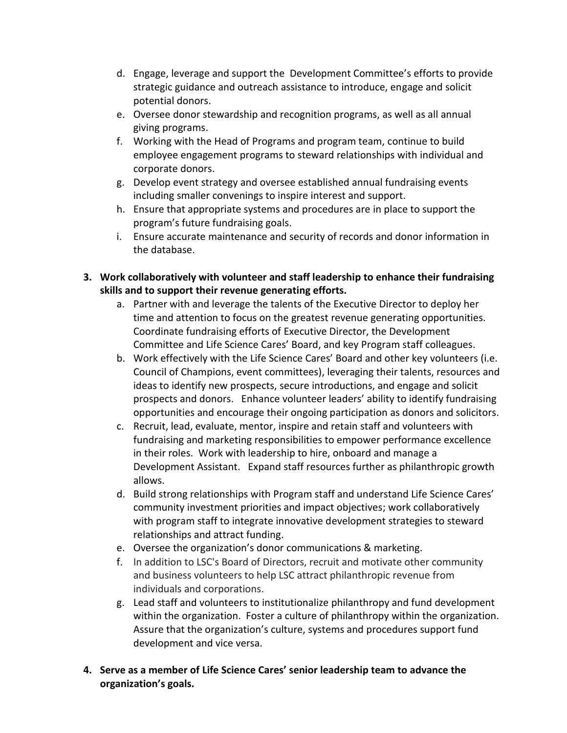d. Engage, leverage and support the Development Committee's efforts to provide strategic guidance and outreach assistance to introduce, engage and solicit potential donors.
   e. Oversee donor stewardship and recognition programs, as well as all annual giving programs.
   f. Working with the Head of Programs and program team, continue to build employee engagement programs to steward relationships with individual and corporate donors.
   g. Develop event strategy and oversee established annual fundraising events including smaller convenings to inspire interest and support.
   h. Ensure that appropriate systems and procedures are in place to support the program's future fundraising goals.
   i. Ensure accurate maintenance and security of records and donor information in the database.

3. **Work collaboratively with volunteer and staff leadership to enhance their fundraising skills and to support their revenue generating efforts.**
   a. Partner with and leverage the talents of the Executive Director to deploy her time and attention to focus on the greatest revenue generating opportunities. Coordinate fundraising efforts of Executive Director, the Development Committee and Life Science Cares' Board, and key Program staff colleagues.
   b. Work effectively with the Life Science Cares' Board and other key volunteers (i.e. Council of Champions, event committees), leveraging their talents, resources and ideas to identify new prospects, secure introductions, and engage and solicit prospects and donors. Enhance volunteer leaders' ability to identify fundraising opportunities and encourage their ongoing participation as donors and solicitors.
   c. Recruit, lead, evaluate, mentor, inspire and retain staff and volunteers with fundraising and marketing responsibilities to empower performance excellence in their roles. Work with leadership to hire, onboard and manage a Development Assistant. Expand staff resources further as philanthropic growth allows.
   d. Build strong relationships with Program staff and understand Life Science Cares' community investment priorities and impact objectives; work collaboratively with program staff to integrate innovative development strategies to steward relationships and attract funding.
   e. Oversee the organization's donor communications & marketing.
   f. In addition to LSC's Board of Directors, recruit and motivate other community and business volunteers to help LSC attract philanthropic revenue from individuals and corporations.
   g. Lead staff and volunteers to institutionalize philanthropy and fund development within the organization. Foster a culture of philanthropy within the organization. Assure that the organization's culture, systems and procedures support fund development and vice versa.

4. **Serve as a member of Life Science Cares' senior leadership team to advance the organization's goals.**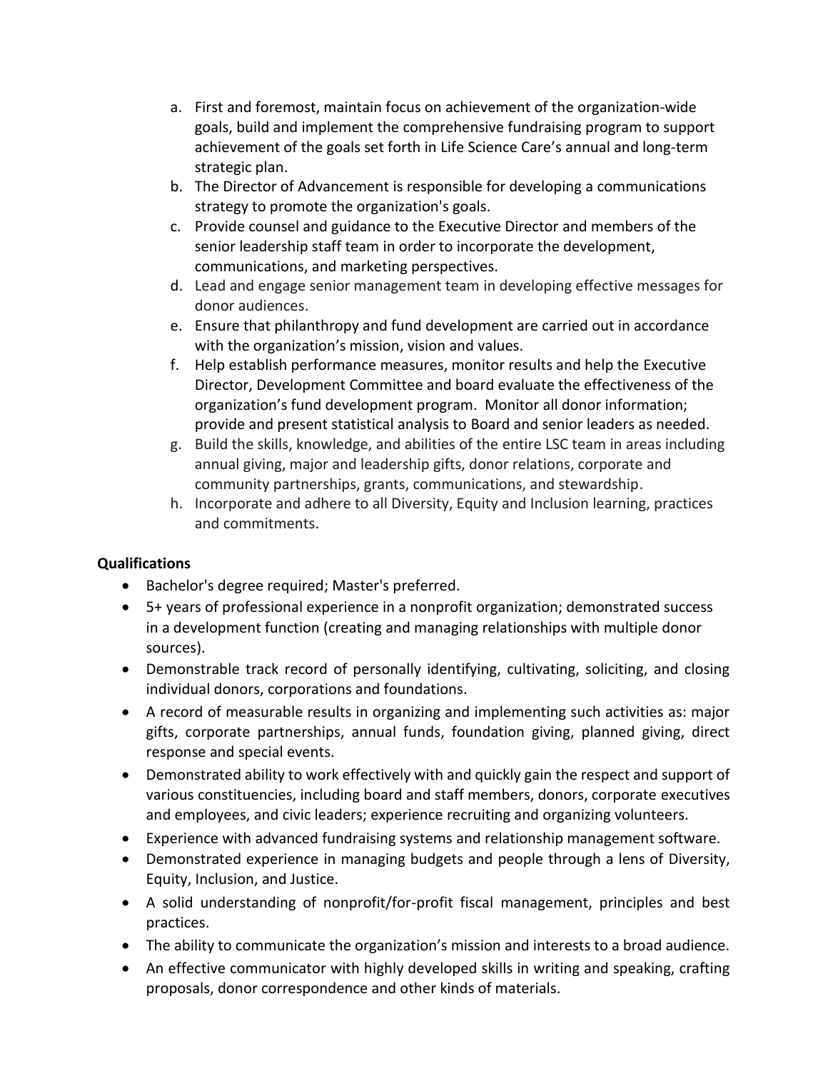a. First and foremost, maintain focus on achievement of the organization-wide goals, build and implement the comprehensive fundraising program to support achievement of the goals set forth in Life Science Care's annual and long-term strategic plan.
b. The Director of Advancement is responsible for developing a communications strategy to promote the organization's goals.
c. Provide counsel and guidance to the Executive Director and members of the senior leadership staff team in order to incorporate the development, communications, and marketing perspectives.
d. Lead and engage senior management team in developing effective messages for donor audiences.
e. Ensure that philanthropy and fund development are carried out in accordance with the organization's mission, vision and values.
f. Help establish performance measures, monitor results and help the Executive Director, Development Committee and board evaluate the effectiveness of the organization's fund development program. Monitor all donor information; provide and present statistical analysis to Board and senior leaders as needed.
g. Build the skills, knowledge, and abilities of the entire LSC team in areas including annual giving, major and leadership gifts, donor relations, corporate and community partnerships, grants, communications, and stewardship.
h. Incorporate and adhere to all Diversity, Equity and Inclusion learning, practices and commitments.

**Qualifications**

- Bachelor's degree required; Master's preferred.
- 5+ years of professional experience in a nonprofit organization; demonstrated success in a development function (creating and managing relationships with multiple donor sources).
- Demonstrable track record of personally identifying, cultivating, soliciting, and closing individual donors, corporations and foundations.
- A record of measurable results in organizing and implementing such activities as: major gifts, corporate partnerships, annual funds, foundation giving, planned giving, direct response and special events.
- Demonstrated ability to work effectively with and quickly gain the respect and support of various constituencies, including board and staff members, donors, corporate executives and employees, and civic leaders; experience recruiting and organizing volunteers.
- Experience with advanced fundraising systems and relationship management software.
- Demonstrated experience in managing budgets and people through a lens of Diversity, Equity, Inclusion, and Justice.
- A solid understanding of nonprofit/for-profit fiscal management, principles and best practices.
- The ability to communicate the organization's mission and interests to a broad audience.
- An effective communicator with highly developed skills in writing and speaking, crafting proposals, donor correspondence and other kinds of materials.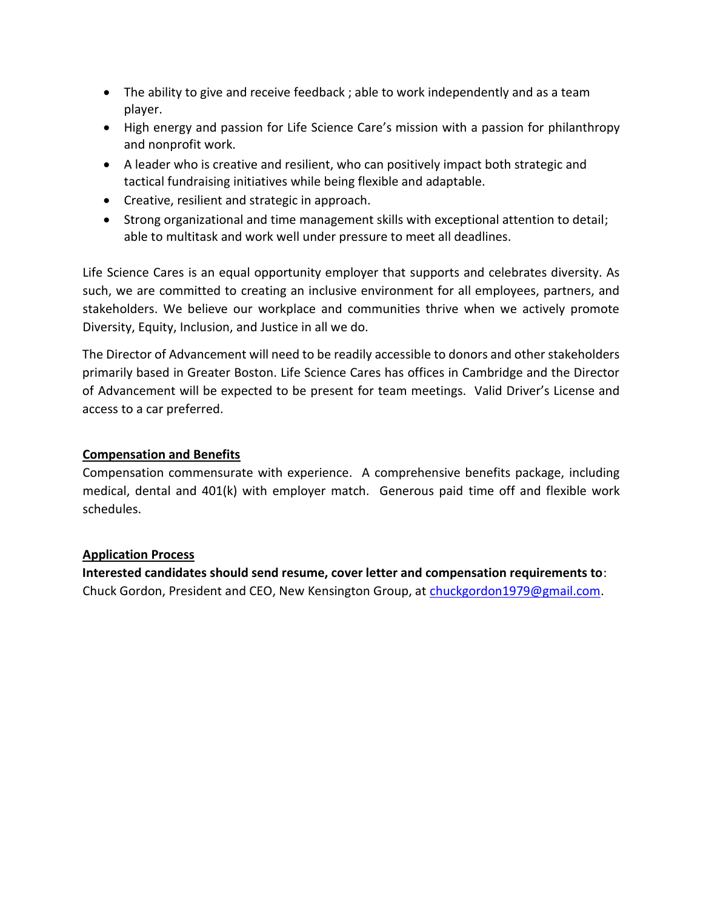- The ability to give and receive feedback ; able to work independently and as a team player.
- High energy and passion for Life Science Care's mission with a passion for philanthropy and nonprofit work.
- A leader who is creative and resilient, who can positively impact both strategic and tactical fundraising initiatives while being flexible and adaptable.
- Creative, resilient and strategic in approach.
- Strong organizational and time management skills with exceptional attention to detail; able to multitask and work well under pressure to meet all deadlines.

Life Science Cares is an equal opportunity employer that supports and celebrates diversity. As such, we are committed to creating an inclusive environment for all employees, partners, and stakeholders. We believe our workplace and communities thrive when we actively promote Diversity, Equity, Inclusion, and Justice in all we do.

The Director of Advancement will need to be readily accessible to donors and other stakeholders primarily based in Greater Boston. Life Science Cares has offices in Cambridge and the Director of Advancement will be expected to be present for team meetings. Valid Driver's License and access to a car preferred.

**Compensation and Benefits**

Compensation commensurate with experience. A comprehensive benefits package, including medical, dental and 401(k) with employer match. Generous paid time off and flexible work schedules.

**Application Process**

**Interested candidates should send resume, cover letter and compensation requirements to**: Chuck Gordon, President and CEO, New Kensington Group, at chuckgordon1979@gmail.com.